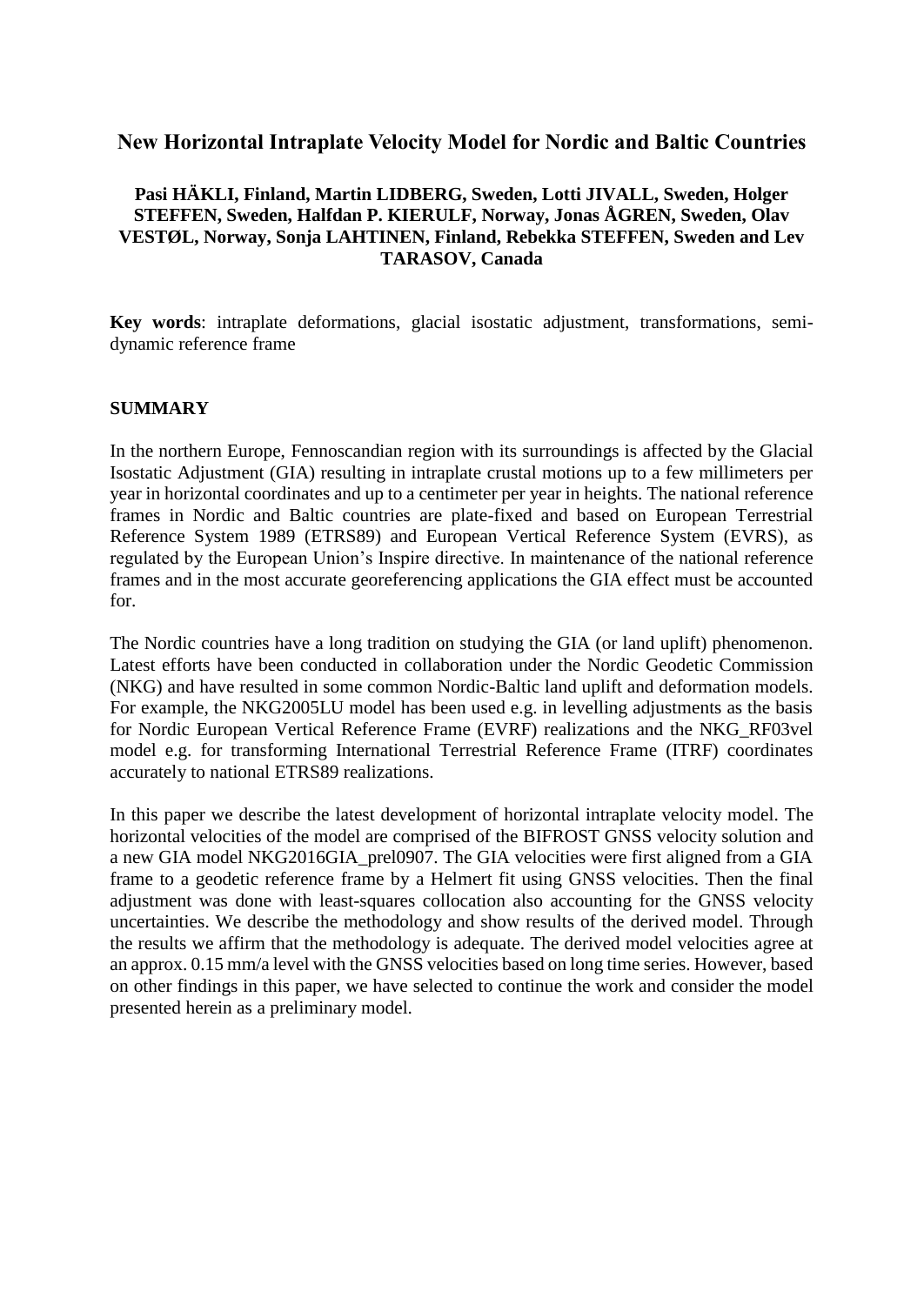# New Horizontal Intraplate Velocity Model for Nordic and Baltic Countries

**Pasi HÄKLI, Finland, Martin LIDBERG, Sweden, Lotti JIVALL, Sweden, Holger STEFFEN, Sweden, Halfdan P. KIERULF, Norway, Jonas ÅGREN, Sweden, Olav VESTØL, Norway, Sonja LAHTINEN, Finland, Rebekka STEFFEN, Sweden and Lev TARASOV, Canada**

**Key words**: intraplate deformations, glacial isostatic adjustment, transformations, semi-dynamic reference frame

## SUMMARY

In the northern Europe, Fennoscandian region with its surroundings is affected by the Glacial Isostatic Adjustment (GIA) resulting in intraplate crustal motions up to a few millimeters per year in horizontal coordinates and up to a centimeter per year in heights. The national reference frames in Nordic and Baltic countries are plate-fixed and based on European Terrestrial Reference System 1989 (ETRS89) and European Vertical Reference System (EVRS), as regulated by the European Union's Inspire directive. In maintenance of the national reference frames and in the most accurate georeferencing applications the GIA effect must be accounted for.

The Nordic countries have a long tradition on studying the GIA (or land uplift) phenomenon. Latest efforts have been conducted in collaboration under the Nordic Geodetic Commission (NKG) and have resulted in some common Nordic-Baltic land uplift and deformation models. For example, the NKG2005LU model has been used e.g. in levelling adjustments as the basis for Nordic European Vertical Reference Frame (EVRF) realizations and the NKG_RF03vel model e.g. for transforming International Terrestrial Reference Frame (ITRF) coordinates accurately to national ETRS89 realizations.

In this paper we describe the latest development of horizontal intraplate velocity model. The horizontal velocities of the model are comprised of the BIFROST GNSS velocity solution and a new GIA model NKG2016GIA_prel0907. The GIA velocities were first aligned from a GIA frame to a geodetic reference frame by a Helmert fit using GNSS velocities. Then the final adjustment was done with least-squares collocation also accounting for the GNSS velocity uncertainties. We describe the methodology and show results of the derived model. Through the results we affirm that the methodology is adequate. The derived model velocities agree at an approx. 0.15 mm/a level with the GNSS velocities based on long time series. However, based on other findings in this paper, we have selected to continue the work and consider the model presented herein as a preliminary model.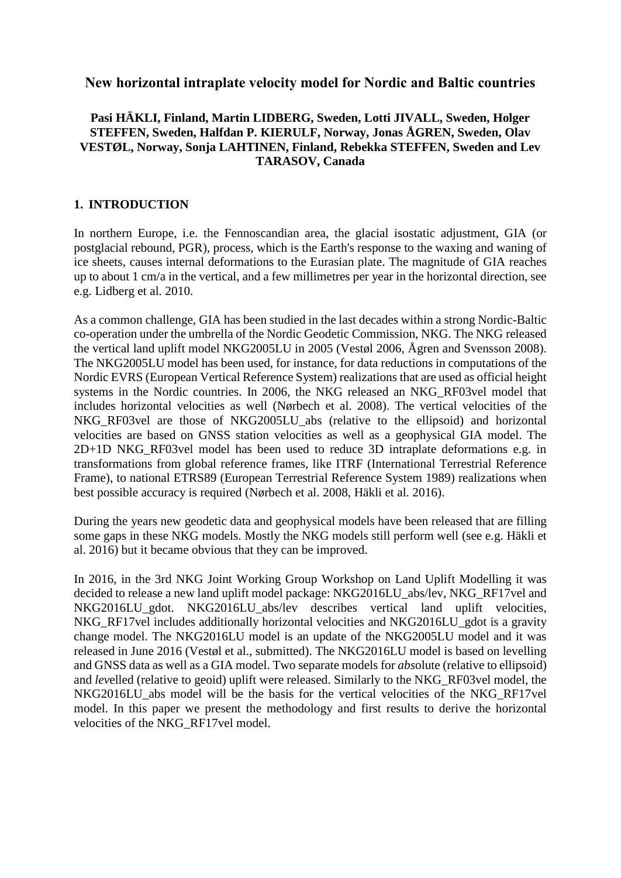# New horizontal intraplate velocity model for Nordic and Baltic countries

**Pasi HÄKLI, Finland, Martin LIDBERG, Sweden, Lotti JIVALL, Sweden, Holger STEFFEN, Sweden, Halfdan P. KIERULF, Norway, Jonas ÅGREN, Sweden, Olav VESTØL, Norway, Sonja LAHTINEN, Finland, Rebekka STEFFEN, Sweden and Lev TARASOV, Canada**

## 1. INTRODUCTION

In northern Europe, i.e. the Fennoscandian area, the glacial isostatic adjustment, GIA (or postglacial rebound, PGR), process, which is the Earth's response to the waxing and waning of ice sheets, causes internal deformations to the Eurasian plate. The magnitude of GIA reaches up to about 1 cm/a in the vertical, and a few millimetres per year in the horizontal direction, see e.g. Lidberg et al. 2010.

As a common challenge, GIA has been studied in the last decades within a strong Nordic-Baltic co-operation under the umbrella of the Nordic Geodetic Commission, NKG. The NKG released the vertical land uplift model NKG2005LU in 2005 (Vestøl 2006, Ågren and Svensson 2008). The NKG2005LU model has been used, for instance, for data reductions in computations of the Nordic EVRS (European Vertical Reference System) realizations that are used as official height systems in the Nordic countries. In 2006, the NKG released an NKG_RF03vel model that includes horizontal velocities as well (Nørbech et al. 2008). The vertical velocities of the NKG_RF03vel are those of NKG2005LU_abs (relative to the ellipsoid) and horizontal velocities are based on GNSS station velocities as well as a geophysical GIA model. The 2D+1D NKG_RF03vel model has been used to reduce 3D intraplate deformations e.g. in transformations from global reference frames, like ITRF (International Terrestrial Reference Frame), to national ETRS89 (European Terrestrial Reference System 1989) realizations when best possible accuracy is required (Nørbech et al. 2008, Häkli et al. 2016).

During the years new geodetic data and geophysical models have been released that are filling some gaps in these NKG models. Mostly the NKG models still perform well (see e.g. Häkli et al. 2016) but it became obvious that they can be improved.

In 2016, in the 3rd NKG Joint Working Group Workshop on Land Uplift Modelling it was decided to release a new land uplift model package: NKG2016LU_abs/lev, NKG_RF17vel and NKG2016LU_gdot. NKG2016LU_abs/lev describes vertical land uplift velocities, NKG_RF17vel includes additionally horizontal velocities and NKG2016LU_gdot is a gravity change model. The NKG2016LU model is an update of the NKG2005LU model and it was released in June 2016 (Vestøl et al., submitted). The NKG2016LU model is based on levelling and GNSS data as well as a GIA model. Two separate models for *abs*olute (relative to ellipsoid) and *lev*elled (relative to geoid) uplift were released. Similarly to the NKG_RF03vel model, the NKG2016LU_abs model will be the basis for the vertical velocities of the NKG_RF17vel model. In this paper we present the methodology and first results to derive the horizontal velocities of the NKG_RF17vel model.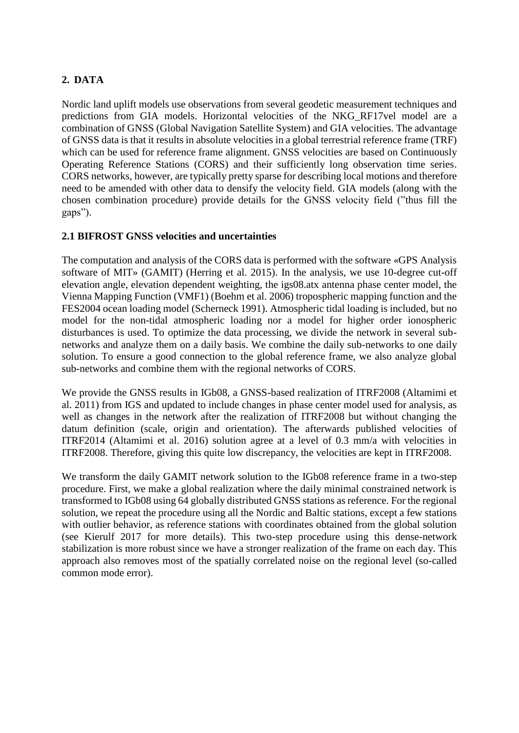## 2. DATA

Nordic land uplift models use observations from several geodetic measurement techniques and predictions from GIA models. Horizontal velocities of the NKG_RF17vel model are a combination of GNSS (Global Navigation Satellite System) and GIA velocities. The advantage of GNSS data is that it results in absolute velocities in a global terrestrial reference frame (TRF) which can be used for reference frame alignment. GNSS velocities are based on Continuously Operating Reference Stations (CORS) and their sufficiently long observation time series. CORS networks, however, are typically pretty sparse for describing local motions and therefore need to be amended with other data to densify the velocity field. GIA models (along with the chosen combination procedure) provide details for the GNSS velocity field (”thus fill the gaps”).

### 2.1 BIFROST GNSS velocities and uncertainties

The computation and analysis of the CORS data is performed with the software «GPS Analysis software of MIT» (GAMIT) (Herring et al. 2015). In the analysis, we use 10-degree cut-off elevation angle, elevation dependent weighting, the igs08.atx antenna phase center model, the Vienna Mapping Function (VMF1) (Boehm et al. 2006) tropospheric mapping function and the FES2004 ocean loading model (Scherneck 1991). Atmospheric tidal loading is included, but no model for the non-tidal atmospheric loading nor a model for higher order ionospheric disturbances is used. To optimize the data processing, we divide the network in several sub-networks and analyze them on a daily basis. We combine the daily sub-networks to one daily solution. To ensure a good connection to the global reference frame, we also analyze global sub-networks and combine them with the regional networks of CORS.

We provide the GNSS results in IGb08, a GNSS-based realization of ITRF2008 (Altamimi et al. 2011) from IGS and updated to include changes in phase center model used for analysis, as well as changes in the network after the realization of ITRF2008 but without changing the datum definition (scale, origin and orientation). The afterwards published velocities of ITRF2014 (Altamimi et al. 2016) solution agree at a level of 0.3 mm/a with velocities in ITRF2008. Therefore, giving this quite low discrepancy, the velocities are kept in ITRF2008.

We transform the daily GAMIT network solution to the IGb08 reference frame in a two-step procedure. First, we make a global realization where the daily minimal constrained network is transformed to IGb08 using 64 globally distributed GNSS stations as reference. For the regional solution, we repeat the procedure using all the Nordic and Baltic stations, except a few stations with outlier behavior, as reference stations with coordinates obtained from the global solution (see Kierulf 2017 for more details). This two-step procedure using this dense-network stabilization is more robust since we have a stronger realization of the frame on each day. This approach also removes most of the spatially correlated noise on the regional level (so-called common mode error).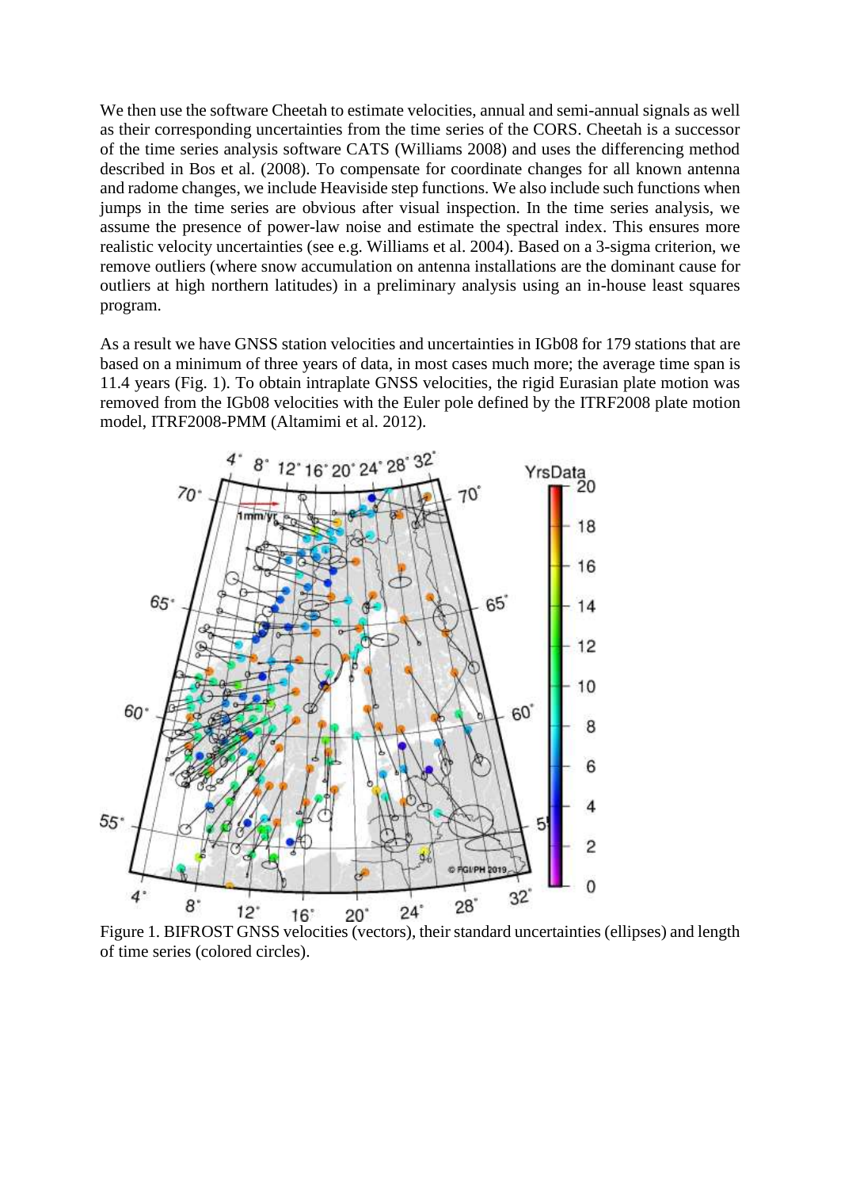We then use the software Cheetah to estimate velocities, annual and semi-annual signals as well as their corresponding uncertainties from the time series of the CORS. Cheetah is a successor of the time series analysis software CATS (Williams 2008) and uses the differencing method described in Bos et al. (2008). To compensate for coordinate changes for all known antenna and radome changes, we include Heaviside step functions. We also include such functions when jumps in the time series are obvious after visual inspection. In the time series analysis, we assume the presence of power-law noise and estimate the spectral index. This ensures more realistic velocity uncertainties (see e.g. Williams et al. 2004). Based on a 3-sigma criterion, we remove outliers (where snow accumulation on antenna installations are the dominant cause for outliers at high northern latitudes) in a preliminary analysis using an in-house least squares program.

As a result we have GNSS station velocities and uncertainties in IGb08 for 179 stations that are based on a minimum of three years of data, in most cases much more; the average time span is 11.4 years (Fig. 1). To obtain intraplate GNSS velocities, the rigid Eurasian plate motion was removed from the IGb08 velocities with the Euler pole defined by the ITRF2008 plate motion model, ITRF2008-PMM (Altamimi et al. 2012).

Figure 1. BIFROST GNSS velocities (vectors), their standard uncertainties (ellipses) and length of time series (colored circles).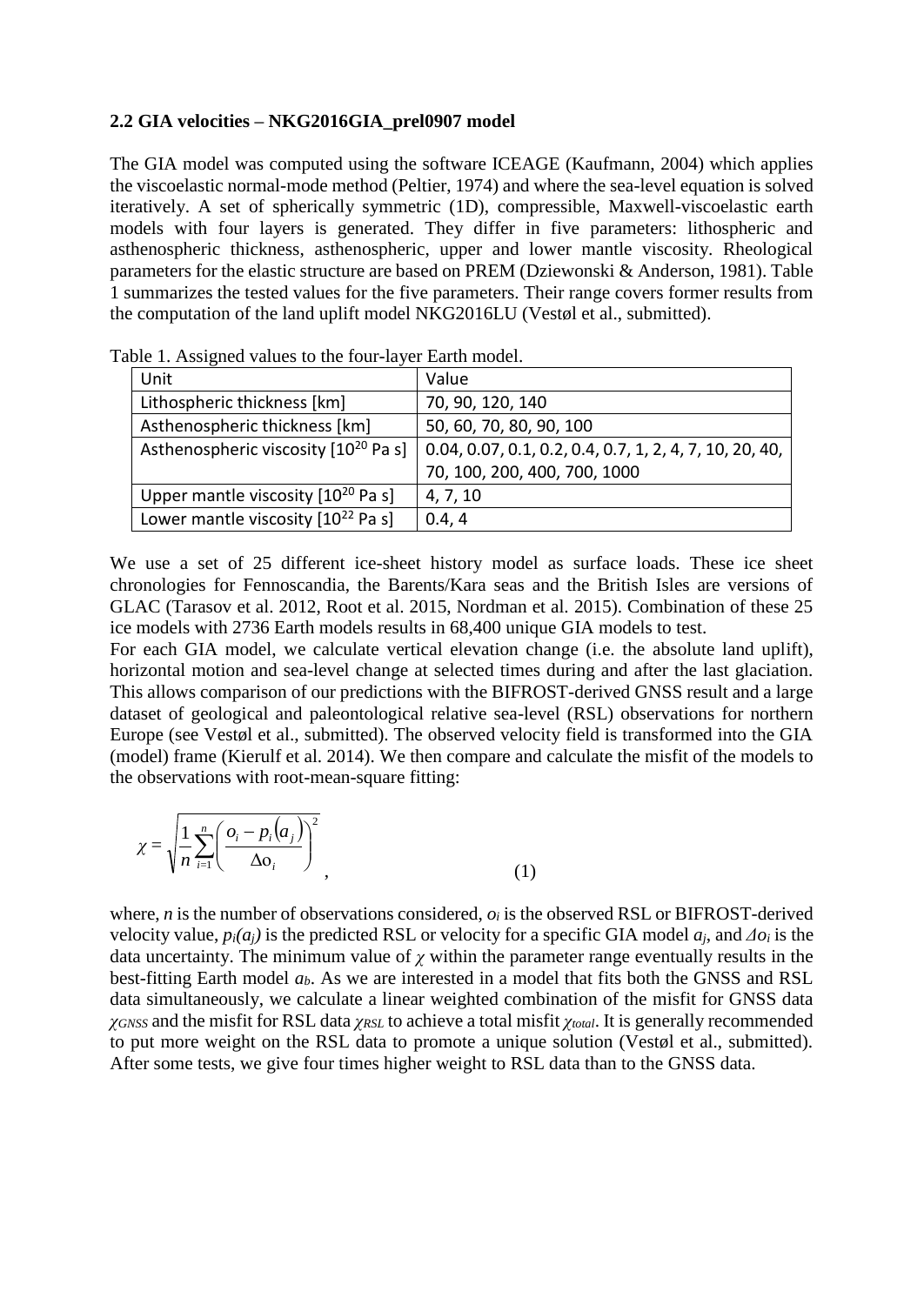### 2.2 GIA velocities – NKG2016GIA_prel0907 model

The GIA model was computed using the software ICEAGE (Kaufmann, 2004) which applies the viscoelastic normal-mode method (Peltier, 1974) and where the sea-level equation is solved iteratively. A set of spherically symmetric (1D), compressible, Maxwell-viscoelastic earth models with four layers is generated. They differ in five parameters: lithospheric and asthenospheric thickness, asthenospheric, upper and lower mantle viscosity. Rheological parameters for the elastic structure are based on PREM (Dziewonski & Anderson, 1981). Table 1 summarizes the tested values for the five parameters. Their range covers former results from the computation of the land uplift model NKG2016LU (Vestøl et al., submitted).

Table 1. Assigned values to the four-layer Earth model.

| Unit | Value |
|---|---|
| Lithospheric thickness [km] | 70, 90, 120, 140 |
| Asthenospheric thickness [km] | 50, 60, 70, 80, 90, 100 |
| Asthenospheric viscosity [$10^{20}$ Pa s] | 0.04, 0.07, 0.1, 0.2, 0.4, 0.7, 1, 2, 4, 7, 10, 20, 40, 70, 100, 200, 400, 700, 1000 |
| Upper mantle viscosity [$10^{20}$ Pa s] | 4, 7, 10 |
| Lower mantle viscosity [$10^{22}$ Pa s] | 0.4, 4 |

We use a set of 25 different ice-sheet history model as surface loads. These ice sheet chronologies for Fennoscandia, the Barents/Kara seas and the British Isles are versions of GLAC (Tarasov et al. 2012, Root et al. 2015, Nordman et al. 2015). Combination of these 25 ice models with 2736 Earth models results in 68,400 unique GIA models to test.

For each GIA model, we calculate vertical elevation change (i.e. the absolute land uplift), horizontal motion and sea-level change at selected times during and after the last glaciation. This allows comparison of our predictions with the BIFROST-derived GNSS result and a large dataset of geological and paleontological relative sea-level (RSL) observations for northern Europe (see Vestøl et al., submitted). The observed velocity field is transformed into the GIA (model) frame (Kierulf et al. 2014). We then compare and calculate the misfit of the models to the observations with root-mean-square fitting:

$$\chi = \sqrt{\frac{1}{n}\sum_{i=1}^{n}\left(\frac{o_i - p_i\left(a_j\right)}{\Delta o_i}\right)^2}, \qquad (1)$$

where, $n$ is the number of observations considered, $o_i$ is the observed RSL or BIFROST-derived velocity value, $p_i(a_j)$ is the predicted RSL or velocity for a specific GIA model $a_j$, and $\Delta o_i$ is the data uncertainty. The minimum value of $\chi$ within the parameter range eventually results in the best-fitting Earth model $a_b$. As we are interested in a model that fits both the GNSS and RSL data simultaneously, we calculate a linear weighted combination of the misfit for GNSS data $\chi_{GNSS}$ and the misfit for RSL data $\chi_{RSL}$ to achieve a total misfit $\chi_{total}$. It is generally recommended to put more weight on the RSL data to promote a unique solution (Vestøl et al., submitted). After some tests, we give four times higher weight to RSL data than to the GNSS data.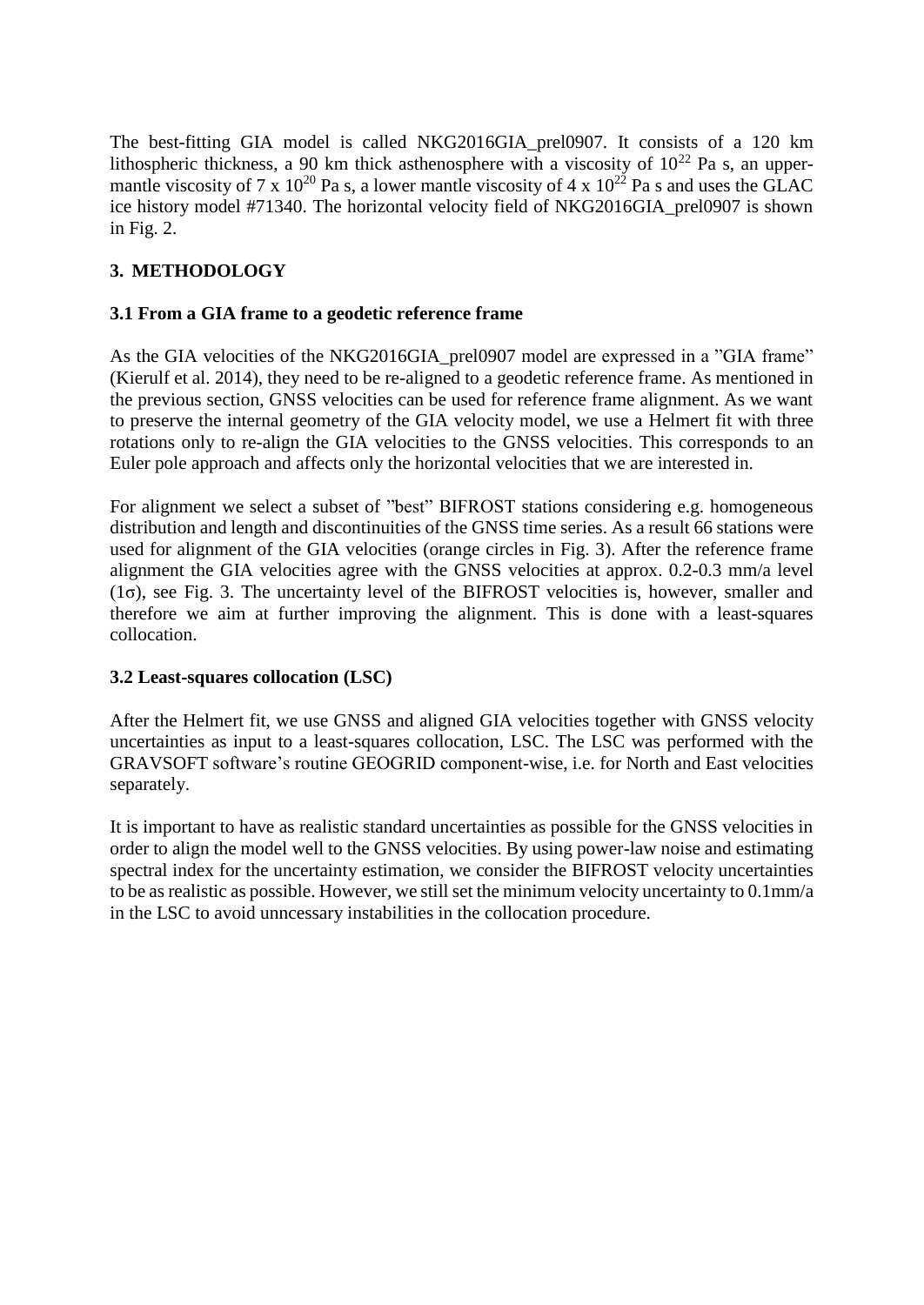The best-fitting GIA model is called NKG2016GIA_prel0907. It consists of a 120 km lithospheric thickness, a 90 km thick asthenosphere with a viscosity of $10^{22}$ Pa s, an upper-mantle viscosity of 7 x $10^{20}$ Pa s, a lower mantle viscosity of 4 x $10^{22}$ Pa s and uses the GLAC ice history model #71340. The horizontal velocity field of NKG2016GIA_prel0907 is shown in Fig. 2.

## 3. METHODOLOGY

### 3.1 From a GIA frame to a geodetic reference frame

As the GIA velocities of the NKG2016GIA_prel0907 model are expressed in a "GIA frame" (Kierulf et al. 2014), they need to be re-aligned to a geodetic reference frame. As mentioned in the previous section, GNSS velocities can be used for reference frame alignment. As we want to preserve the internal geometry of the GIA velocity model, we use a Helmert fit with three rotations only to re-align the GIA velocities to the GNSS velocities. This corresponds to an Euler pole approach and affects only the horizontal velocities that we are interested in.

For alignment we select a subset of "best" BIFROST stations considering e.g. homogeneous distribution and length and discontinuities of the GNSS time series. As a result 66 stations were used for alignment of the GIA velocities (orange circles in Fig. 3). After the reference frame alignment the GIA velocities agree with the GNSS velocities at approx. 0.2-0.3 mm/a level ($1\sigma$), see Fig. 3. The uncertainty level of the BIFROST velocities is, however, smaller and therefore we aim at further improving the alignment. This is done with a least-squares collocation.

### 3.2 Least-squares collocation (LSC)

After the Helmert fit, we use GNSS and aligned GIA velocities together with GNSS velocity uncertainties as input to a least-squares collocation, LSC. The LSC was performed with the GRAVSOFT software's routine GEOGRID component-wise, i.e. for North and East velocities separately.

It is important to have as realistic standard uncertainties as possible for the GNSS velocities in order to align the model well to the GNSS velocities. By using power-law noise and estimating spectral index for the uncertainty estimation, we consider the BIFROST velocity uncertainties to be as realistic as possible. However, we still set the minimum velocity uncertainty to 0.1mm/a in the LSC to avoid unncessary instabilities in the collocation procedure.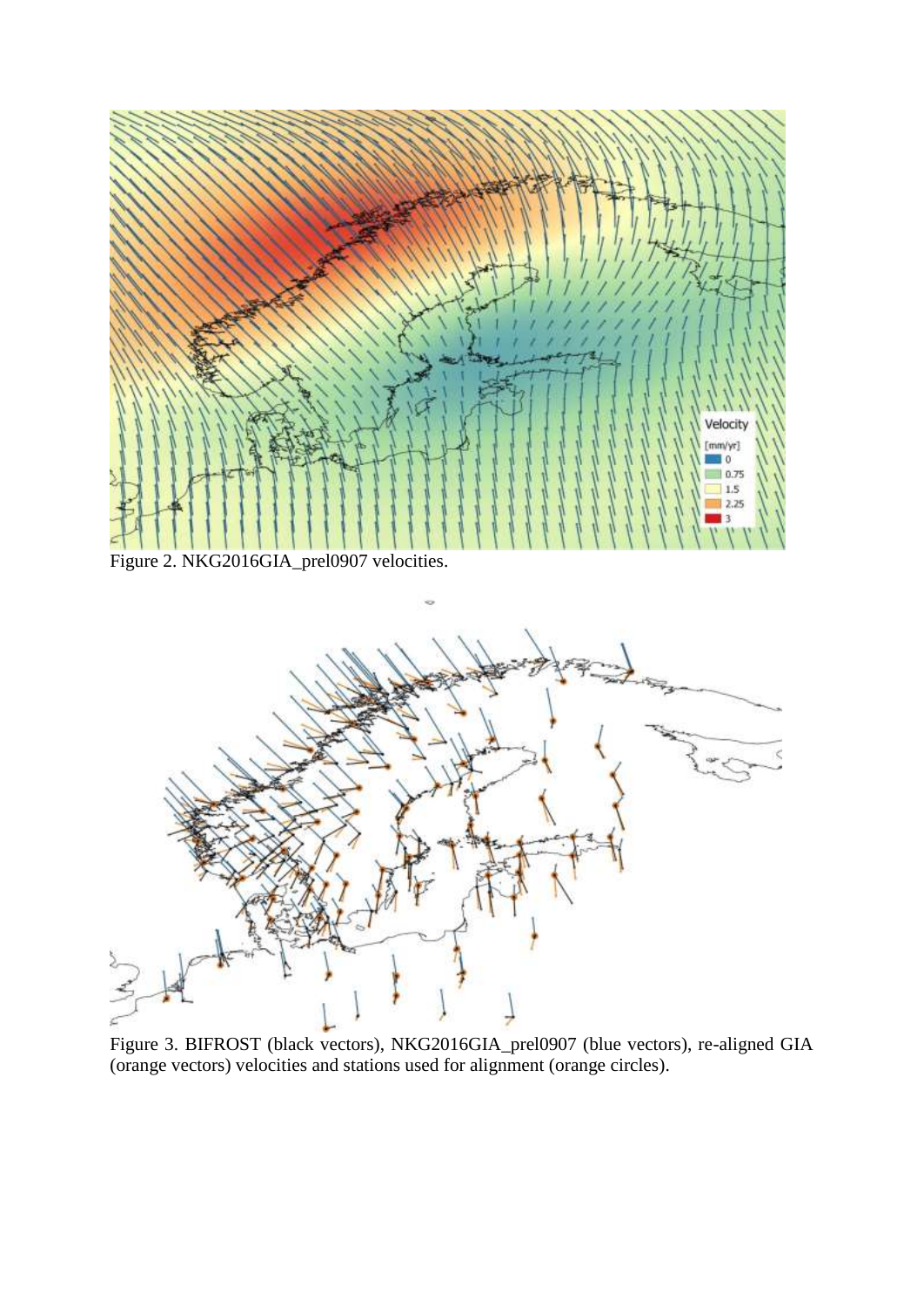Figure 2. NKG2016GIA_prel0907 velocities.

Figure 3. BIFROST (black vectors), NKG2016GIA_prel0907 (blue vectors), re-aligned GIA (orange vectors) velocities and stations used for alignment (orange circles).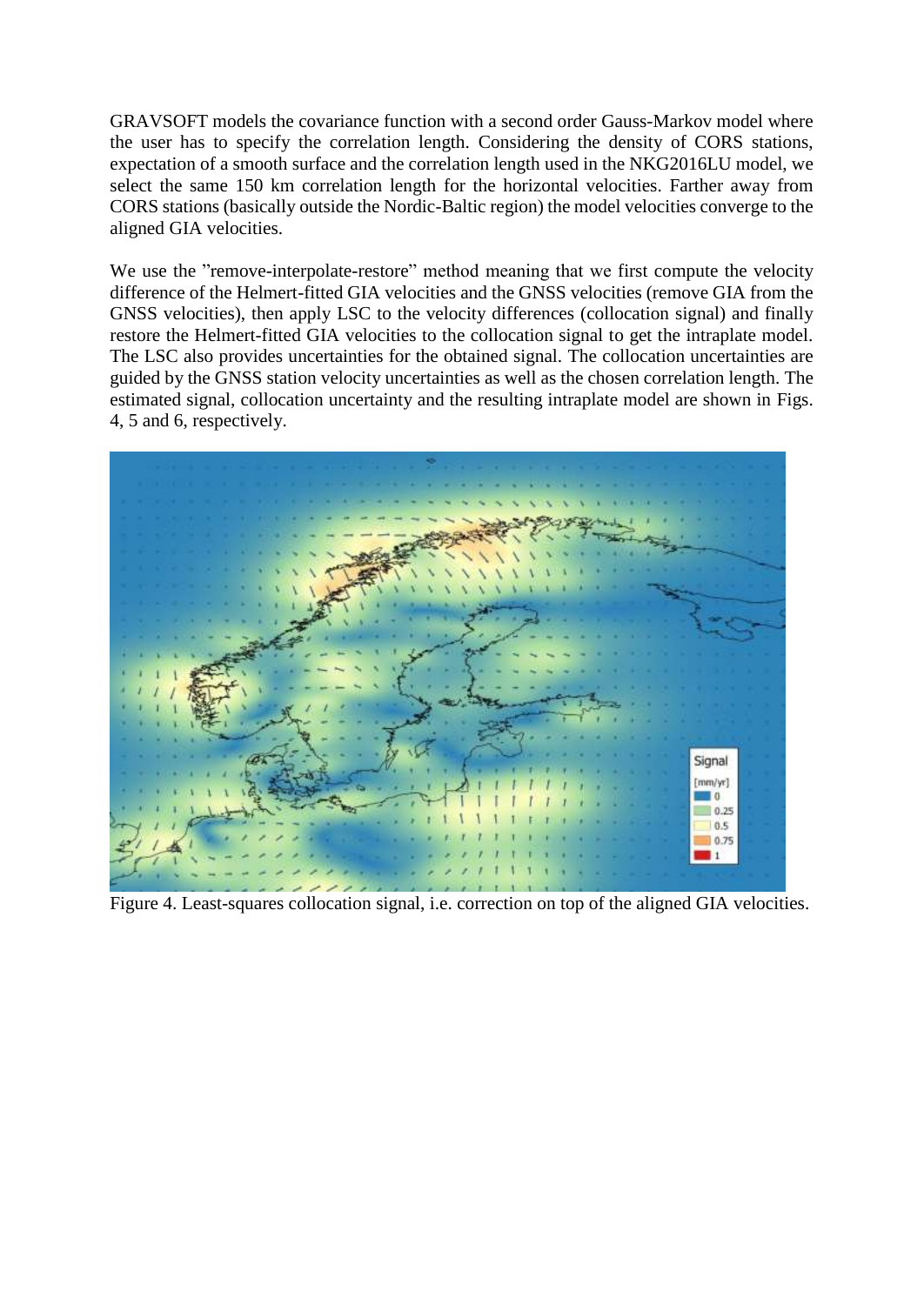GRAVSOFT models the covariance function with a second order Gauss-Markov model where the user has to specify the correlation length. Considering the density of CORS stations, expectation of a smooth surface and the correlation length used in the NKG2016LU model, we select the same 150 km correlation length for the horizontal velocities. Farther away from CORS stations (basically outside the Nordic-Baltic region) the model velocities converge to the aligned GIA velocities.

We use the "remove-interpolate-restore" method meaning that we first compute the velocity difference of the Helmert-fitted GIA velocities and the GNSS velocities (remove GIA from the GNSS velocities), then apply LSC to the velocity differences (collocation signal) and finally restore the Helmert-fitted GIA velocities to the collocation signal to get the intraplate model. The LSC also provides uncertainties for the obtained signal. The collocation uncertainties are guided by the GNSS station velocity uncertainties as well as the chosen correlation length. The estimated signal, collocation uncertainty and the resulting intraplate model are shown in Figs. 4, 5 and 6, respectively.

Figure 4. Least-squares collocation signal, i.e. correction on top of the aligned GIA velocities.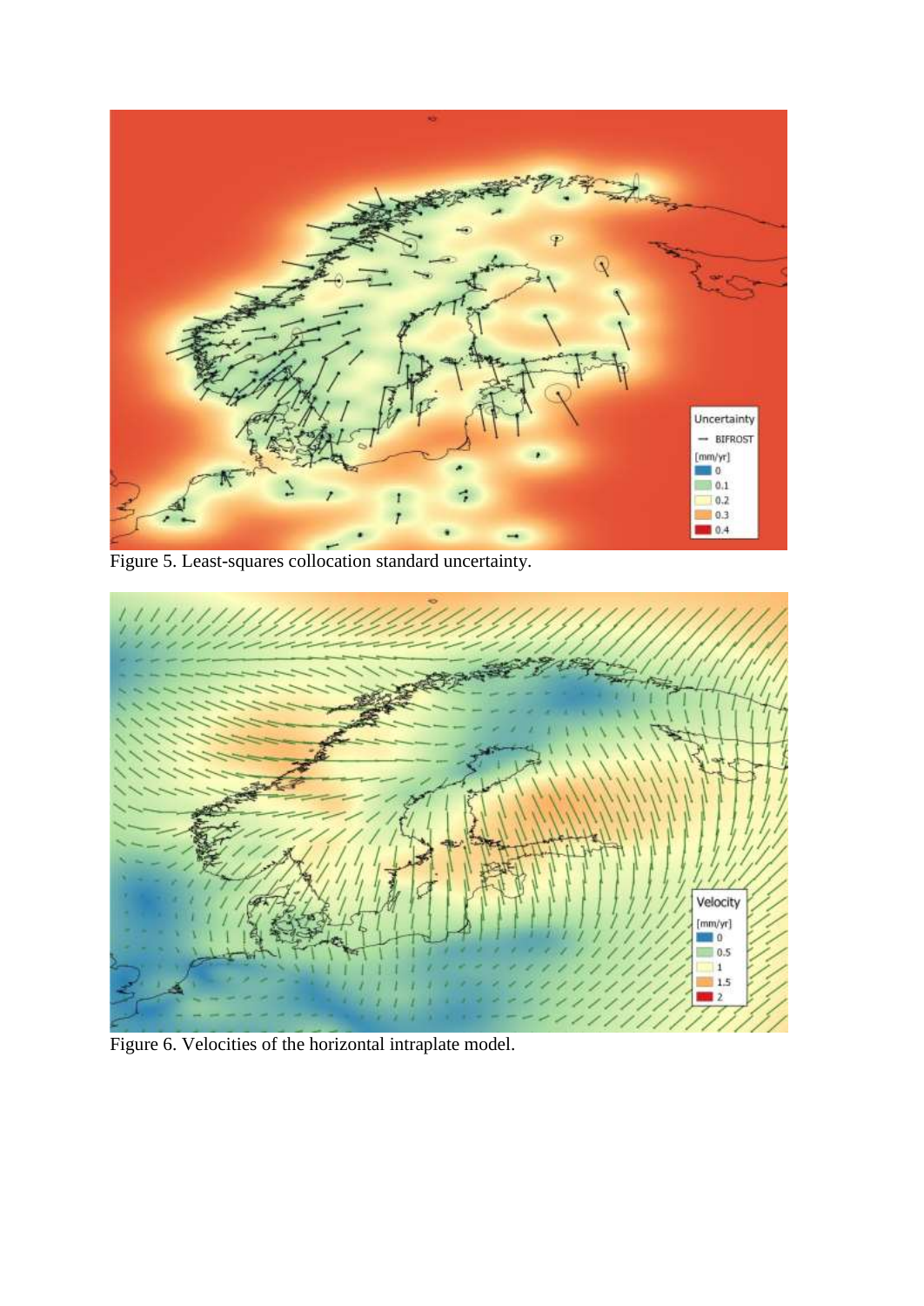Figure 5. Least-squares collocation standard uncertainty.

Figure 6. Velocities of the horizontal intraplate model.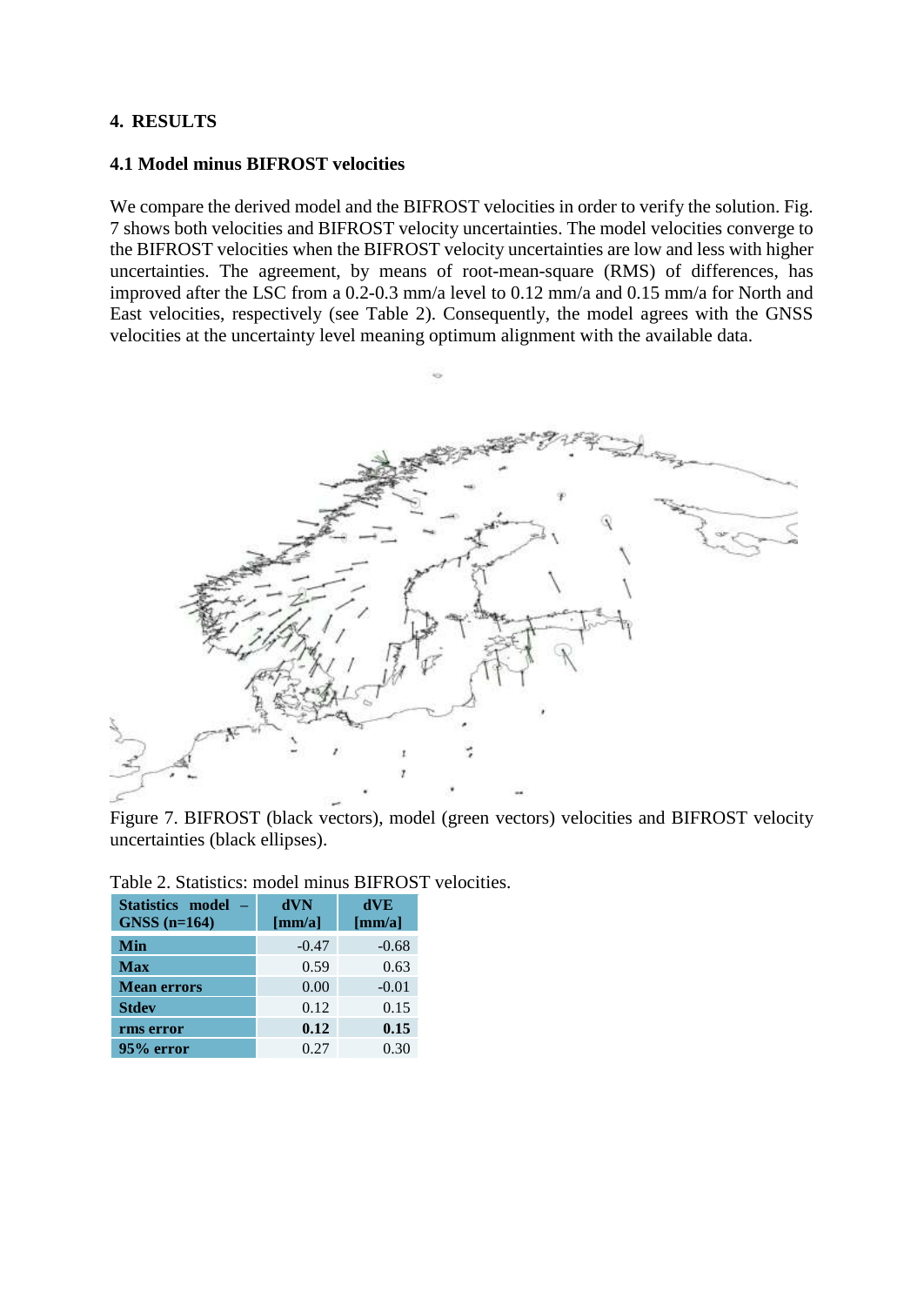# 4. RESULTS

## 4.1 Model minus BIFROST velocities

We compare the derived model and the BIFROST velocities in order to verify the solution. Fig. 7 shows both velocities and BIFROST velocity uncertainties. The model velocities converge to the BIFROST velocities when the BIFROST velocity uncertainties are low and less with higher uncertainties. The agreement, by means of root-mean-square (RMS) of differences, has improved after the LSC from a 0.2-0.3 mm/a level to 0.12 mm/a and 0.15 mm/a for North and East velocities, respectively (see Table 2). Consequently, the model agrees with the GNSS velocities at the uncertainty level meaning optimum alignment with the available data.

Figure 7. BIFROST (black vectors), model (green vectors) velocities and BIFROST velocity uncertainties (black ellipses).

Table 2. Statistics: model minus BIFROST velocities.

| Statistics model – GNSS (n=164) | dVN [mm/a] | dVE [mm/a] |
|---|---|---|
| **Min** | -0.47 | -0.68 |
| **Max** | 0.59 | 0.63 |
| **Mean errors** | 0.00 | -0.01 |
| **Stdev** | 0.12 | 0.15 |
| **rms error** | **0.12** | **0.15** |
| **95% error** | 0.27 | 0.30 |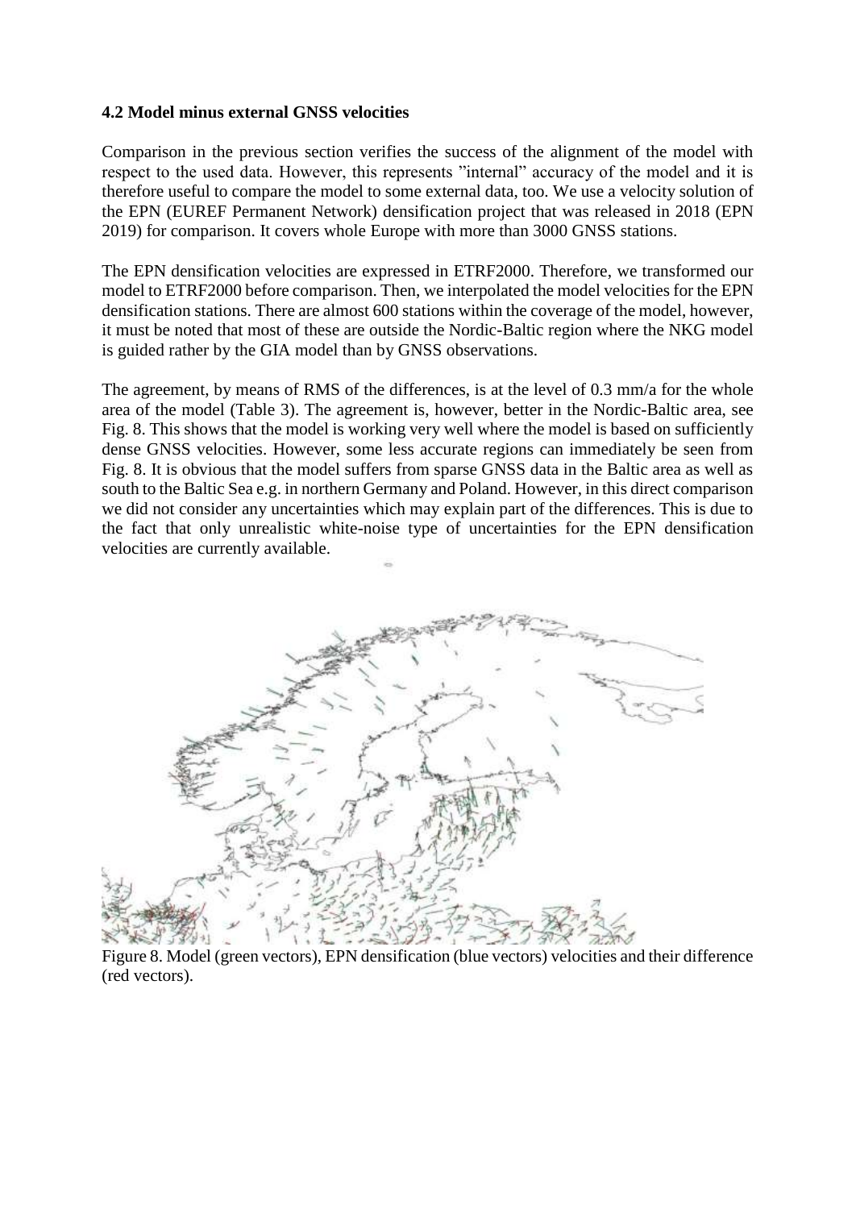### 4.2 Model minus external GNSS velocities

Comparison in the previous section verifies the success of the alignment of the model with respect to the used data. However, this represents ”internal” accuracy of the model and it is therefore useful to compare the model to some external data, too. We use a velocity solution of the EPN (EUREF Permanent Network) densification project that was released in 2018 (EPN 2019) for comparison. It covers whole Europe with more than 3000 GNSS stations.

The EPN densification velocities are expressed in ETRF2000. Therefore, we transformed our model to ETRF2000 before comparison. Then, we interpolated the model velocities for the EPN densification stations. There are almost 600 stations within the coverage of the model, however, it must be noted that most of these are outside the Nordic-Baltic region where the NKG model is guided rather by the GIA model than by GNSS observations.

The agreement, by means of RMS of the differences, is at the level of 0.3 mm/a for the whole area of the model (Table 3). The agreement is, however, better in the Nordic-Baltic area, see Fig. 8. This shows that the model is working very well where the model is based on sufficiently dense GNSS velocities. However, some less accurate regions can immediately be seen from Fig. 8. It is obvious that the model suffers from sparse GNSS data in the Baltic area as well as south to the Baltic Sea e.g. in northern Germany and Poland. However, in this direct comparison we did not consider any uncertainties which may explain part of the differences. This is due to the fact that only unrealistic white-noise type of uncertainties for the EPN densification velocities are currently available.

Figure 8. Model (green vectors), EPN densification (blue vectors) velocities and their difference (red vectors).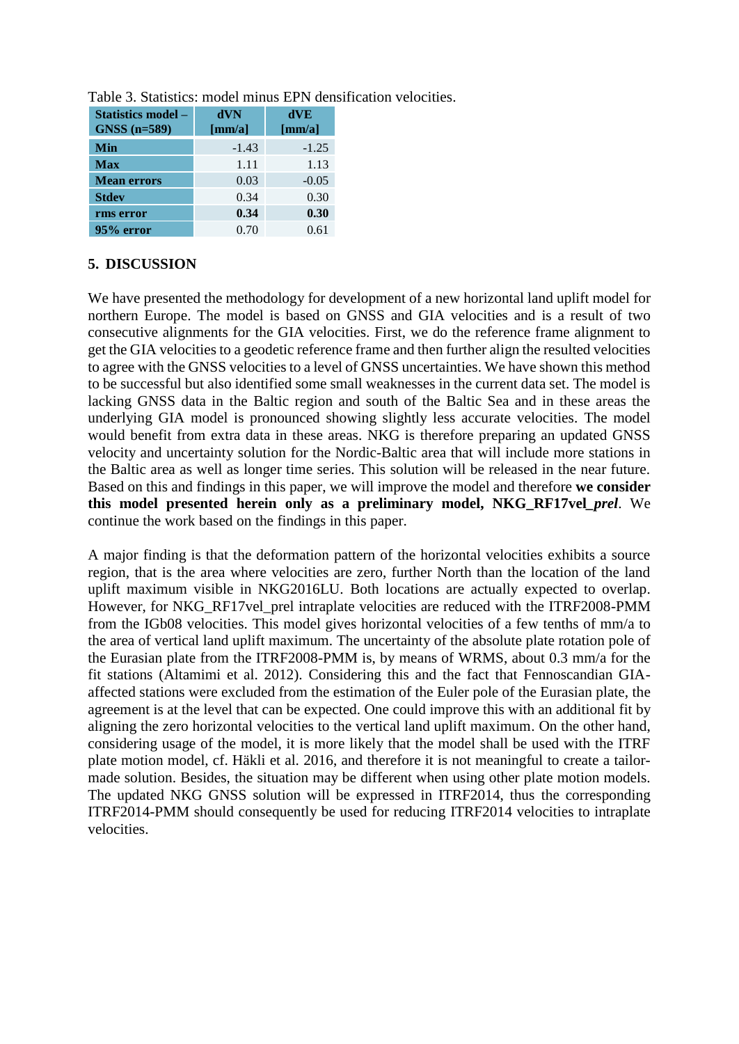Table 3. Statistics: model minus EPN densification velocities.

| Statistics model – GNSS (n=589) | dVN [mm/a] | dVE [mm/a] |
|---|---|---|
| **Min** | -1.43 | -1.25 |
| **Max** | 1.11 | 1.13 |
| **Mean errors** | 0.03 | -0.05 |
| **Stdev** | 0.34 | 0.30 |
| **rms error** | **0.34** | **0.30** |
| **95% error** | 0.70 | 0.61 |

## 5. DISCUSSION

We have presented the methodology for development of a new horizontal land uplift model for northern Europe. The model is based on GNSS and GIA velocities and is a result of two consecutive alignments for the GIA velocities. First, we do the reference frame alignment to get the GIA velocities to a geodetic reference frame and then further align the resulted velocities to agree with the GNSS velocities to a level of GNSS uncertainties. We have shown this method to be successful but also identified some small weaknesses in the current data set. The model is lacking GNSS data in the Baltic region and south of the Baltic Sea and in these areas the underlying GIA model is pronounced showing slightly less accurate velocities. The model would benefit from extra data in these areas. NKG is therefore preparing an updated GNSS velocity and uncertainty solution for the Nordic-Baltic area that will include more stations in the Baltic area as well as longer time series. This solution will be released in the near future. Based on this and findings in this paper, we will improve the model and therefore **we consider this model presented herein only as a preliminary model, NKG_RF17vel_*prel***. We continue the work based on the findings in this paper.

A major finding is that the deformation pattern of the horizontal velocities exhibits a source region, that is the area where velocities are zero, further North than the location of the land uplift maximum visible in NKG2016LU. Both locations are actually expected to overlap. However, for NKG_RF17vel_prel intraplate velocities are reduced with the ITRF2008-PMM from the IGb08 velocities. This model gives horizontal velocities of a few tenths of mm/a to the area of vertical land uplift maximum. The uncertainty of the absolute plate rotation pole of the Eurasian plate from the ITRF2008-PMM is, by means of WRMS, about 0.3 mm/a for the fit stations (Altamimi et al. 2012). Considering this and the fact that Fennoscandian GIA-affected stations were excluded from the estimation of the Euler pole of the Eurasian plate, the agreement is at the level that can be expected. One could improve this with an additional fit by aligning the zero horizontal velocities to the vertical land uplift maximum. On the other hand, considering usage of the model, it is more likely that the model shall be used with the ITRF plate motion model, cf. Häkli et al. 2016, and therefore it is not meaningful to create a tailor-made solution. Besides, the situation may be different when using other plate motion models. The updated NKG GNSS solution will be expressed in ITRF2014, thus the corresponding ITRF2014-PMM should consequently be used for reducing ITRF2014 velocities to intraplate velocities.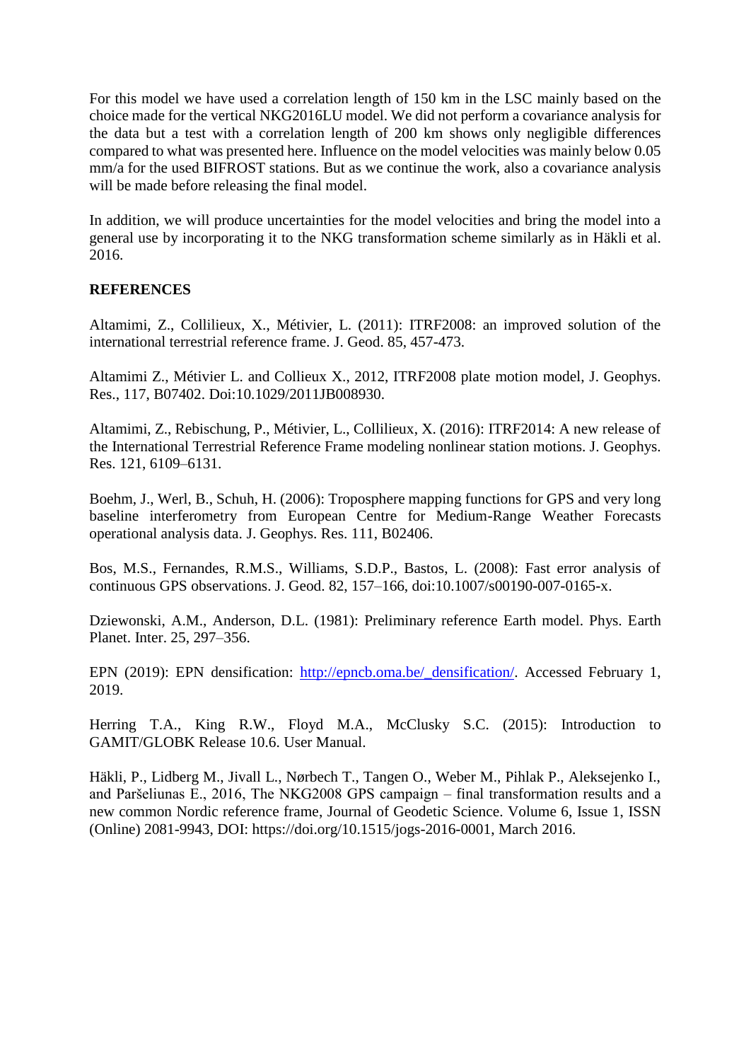For this model we have used a correlation length of 150 km in the LSC mainly based on the choice made for the vertical NKG2016LU model. We did not perform a covariance analysis for the data but a test with a correlation length of 200 km shows only negligible differences compared to what was presented here. Influence on the model velocities was mainly below 0.05 mm/a for the used BIFROST stations. But as we continue the work, also a covariance analysis will be made before releasing the final model.

In addition, we will produce uncertainties for the model velocities and bring the model into a general use by incorporating it to the NKG transformation scheme similarly as in Häkli et al. 2016.

**REFERENCES**

Altamimi, Z., Collilieux, X., Métivier, L. (2011): ITRF2008: an improved solution of the international terrestrial reference frame. J. Geod. 85, 457-473.

Altamimi Z., Métivier L. and Collieux X., 2012, ITRF2008 plate motion model, J. Geophys. Res., 117, B07402. Doi:10.1029/2011JB008930.

Altamimi, Z., Rebischung, P., Métivier, L., Collilieux, X. (2016): ITRF2014: A new release of the International Terrestrial Reference Frame modeling nonlinear station motions. J. Geophys. Res. 121, 6109–6131.

Boehm, J., Werl, B., Schuh, H. (2006): Troposphere mapping functions for GPS and very long baseline interferometry from European Centre for Medium-Range Weather Forecasts operational analysis data. J. Geophys. Res. 111, B02406.

Bos, M.S., Fernandes, R.M.S., Williams, S.D.P., Bastos, L. (2008): Fast error analysis of continuous GPS observations. J. Geod. 82, 157–166, doi:10.1007/s00190-007-0165-x.

Dziewonski, A.M., Anderson, D.L. (1981): Preliminary reference Earth model. Phys. Earth Planet. Inter. 25, 297–356.

EPN (2019): EPN densification: http://epncb.oma.be/_densification/. Accessed February 1, 2019.

Herring T.A., King R.W., Floyd M.A., McClusky S.C. (2015): Introduction to GAMIT/GLOBK Release 10.6. User Manual.

Häkli, P., Lidberg M., Jivall L., Nørbech T., Tangen O., Weber M., Pihlak P., Aleksejenko I., and Paršeliunas E., 2016, The NKG2008 GPS campaign – final transformation results and a new common Nordic reference frame, Journal of Geodetic Science. Volume 6, Issue 1, ISSN (Online) 2081-9943, DOI: https://doi.org/10.1515/jogs-2016-0001, March 2016.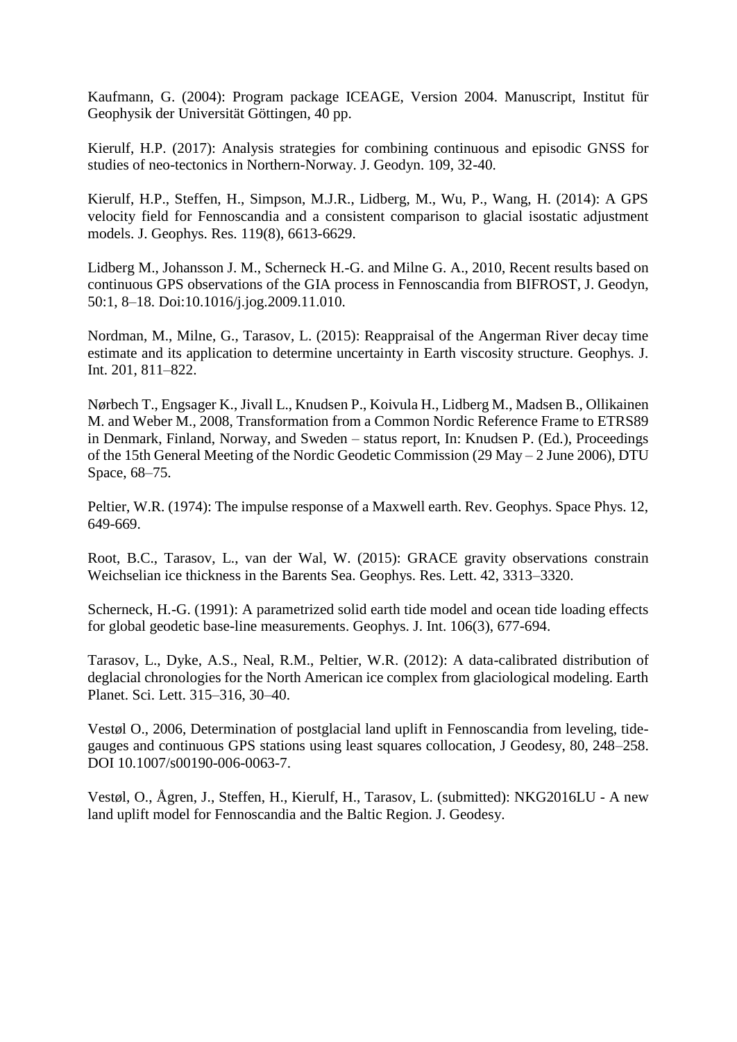Kaufmann, G. (2004): Program package ICEAGE, Version 2004. Manuscript, Institut für Geophysik der Universität Göttingen, 40 pp.

Kierulf, H.P. (2017): Analysis strategies for combining continuous and episodic GNSS for studies of neo-tectonics in Northern-Norway. J. Geodyn. 109, 32-40.

Kierulf, H.P., Steffen, H., Simpson, M.J.R., Lidberg, M., Wu, P., Wang, H. (2014): A GPS velocity field for Fennoscandia and a consistent comparison to glacial isostatic adjustment models. J. Geophys. Res. 119(8), 6613-6629.

Lidberg M., Johansson J. M., Scherneck H.-G. and Milne G. A., 2010, Recent results based on continuous GPS observations of the GIA process in Fennoscandia from BIFROST, J. Geodyn, 50:1, 8–18. Doi:10.1016/j.jog.2009.11.010.

Nordman, M., Milne, G., Tarasov, L. (2015): Reappraisal of the Angerman River decay time estimate and its application to determine uncertainty in Earth viscosity structure. Geophys. J. Int. 201, 811–822.

Nørbech T., Engsager K., Jivall L., Knudsen P., Koivula H., Lidberg M., Madsen B., Ollikainen M. and Weber M., 2008, Transformation from a Common Nordic Reference Frame to ETRS89 in Denmark, Finland, Norway, and Sweden – status report, In: Knudsen P. (Ed.), Proceedings of the 15th General Meeting of the Nordic Geodetic Commission (29 May – 2 June 2006), DTU Space, 68–75.

Peltier, W.R. (1974): The impulse response of a Maxwell earth. Rev. Geophys. Space Phys. 12, 649-669.

Root, B.C., Tarasov, L., van der Wal, W. (2015): GRACE gravity observations constrain Weichselian ice thickness in the Barents Sea. Geophys. Res. Lett. 42, 3313–3320.

Scherneck, H.-G. (1991): A parametrized solid earth tide model and ocean tide loading effects for global geodetic base-line measurements. Geophys. J. Int. 106(3), 677-694.

Tarasov, L., Dyke, A.S., Neal, R.M., Peltier, W.R. (2012): A data-calibrated distribution of deglacial chronologies for the North American ice complex from glaciological modeling. Earth Planet. Sci. Lett. 315–316, 30–40.

Vestøl O., 2006, Determination of postglacial land uplift in Fennoscandia from leveling, tide-gauges and continuous GPS stations using least squares collocation, J Geodesy, 80, 248–258. DOI 10.1007/s00190-006-0063-7.

Vestøl, O., Ågren, J., Steffen, H., Kierulf, H., Tarasov, L. (submitted): NKG2016LU - A new land uplift model for Fennoscandia and the Baltic Region. J. Geodesy.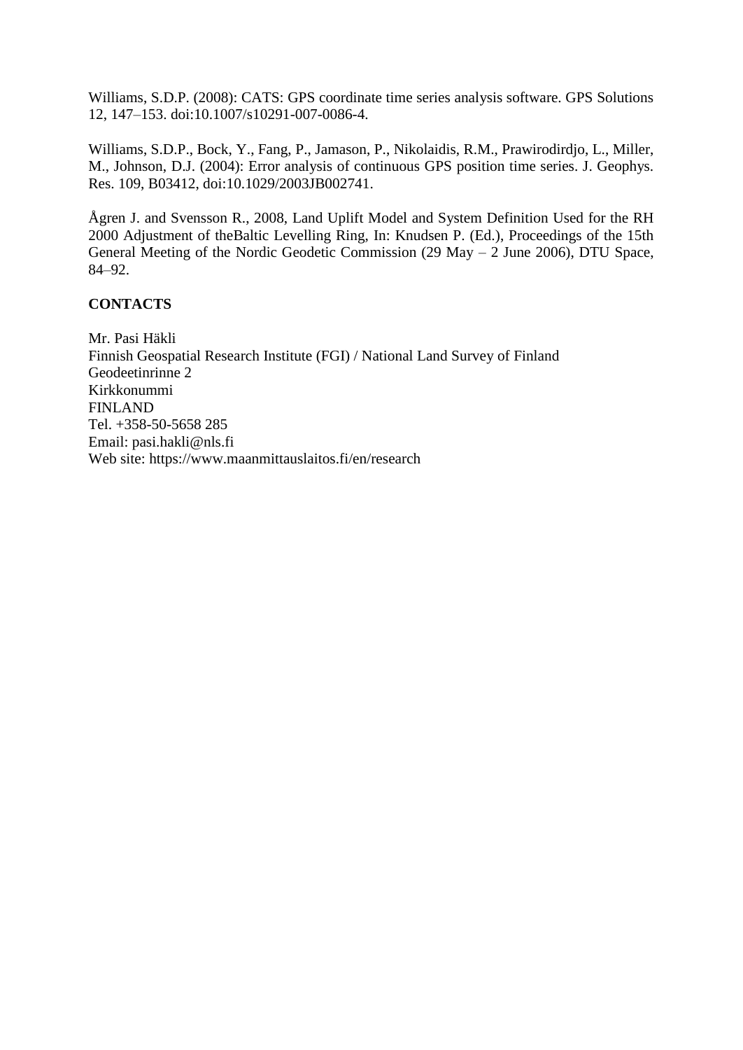Williams, S.D.P. (2008): CATS: GPS coordinate time series analysis software. GPS Solutions 12, 147–153. doi:10.1007/s10291-007-0086-4.

Williams, S.D.P., Bock, Y., Fang, P., Jamason, P., Nikolaidis, R.M., Prawirodirdjo, L., Miller, M., Johnson, D.J. (2004): Error analysis of continuous GPS position time series. J. Geophys. Res. 109, B03412, doi:10.1029/2003JB002741.

Ågren J. and Svensson R., 2008, Land Uplift Model and System Definition Used for the RH 2000 Adjustment of theBaltic Levelling Ring, In: Knudsen P. (Ed.), Proceedings of the 15th General Meeting of the Nordic Geodetic Commission (29 May – 2 June 2006), DTU Space, 84–92.

**CONTACTS**

Mr. Pasi Häkli
Finnish Geospatial Research Institute (FGI) / National Land Survey of Finland
Geodeetinrinne 2
Kirkkonummi
FINLAND
Tel. +358-50-5658 285
Email: pasi.hakli@nls.fi
Web site: https://www.maanmittauslaitos.fi/en/research